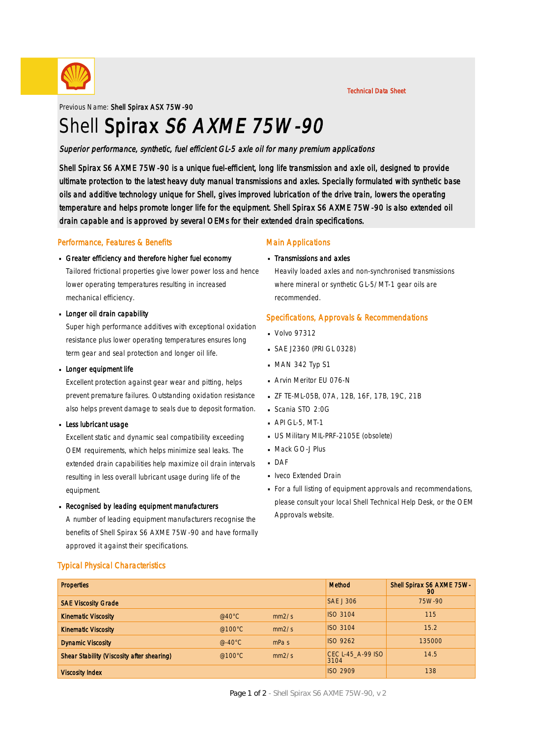Technical Data Sheet

Previous Name: **Shell Spirax ASX 75W-90**

# Shell **Spirax** *S6 AXME 75W-90*

*Superior performance, synthetic, fuel efficient GL-5 axle oil for many premium applications*

Shell Spirax S6 AXME 75W-90 is a unique fuel-efficient, long life transmission and axle oil, designed to provide ultimate protection to the latest heavy duty manual transmissions and axles. Specially formulated with synthetic base oils and additive technology unique for Shell, gives improved lubrication of the drive train, lowers the operating temperature and helps promote longer life for the equipment. Shell Spirax S6 AXME 75W-90 is also extended oil drain capable and is approved by several OEMs for their extended drain specifications.

## Performance, Features & Benefits

- **Greater efficiency and therefore higher fuel economy**
  Tailored frictional properties give lower power loss and hence lower operating temperatures resulting in increased mechanical efficiency.
- **Longer oil drain capability**
  Super high performance additives with exceptional oxidation resistance plus lower operating temperatures ensures long term gear and seal protection and longer oil life.
- **Longer equipment life**
  Excellent protection against gear wear and pitting, helps prevent premature failures. Outstanding oxidation resistance also helps prevent damage to seals due to deposit formation.
- **Less lubricant usage**
  Excellent static and dynamic seal compatibility exceeding OEM requirements, which helps minimize seal leaks. The extended drain capabilities help maximize oil drain intervals resulting in less overall lubricant usage during life of the equipment.
- **Recognised by leading equipment manufacturers**
  A number of leading equipment manufacturers recognise the benefits of Shell Spirax S6 AXME 75W-90 and have formally approved it against their specifications.

## Main Applications

- **Transmissions and axles**
  Heavily loaded axles and non-synchronised transmissions where mineral or synthetic GL-5/MT-1 gear oils are recommended.

## Specifications, Approvals & Recommendations

- Volvo 97312
- SAE J2360 (PRI GL 0328)
- MAN 342 Typ S1
- Arvin Meritor EU 076-N
- ZF TE-ML-05B, 07A, 12B, 16F, 17B, 19C, 21B
- Scania STO 2:0G
- API GL-5, MT-1
- US Military MIL-PRF-2105E (obsolete)
- Mack GO-J Plus
- DAF
- Iveco Extended Drain
- For a full listing of equipment approvals and recommendations, please consult your local Shell Technical Help Desk, or the OEM Approvals website.

## Typical Physical Characteristics

| Properties | | | Method | Shell Spirax S6 AXME 75W-90 |
|---|---|---|---|---|
| SAE Viscosity Grade | | | SAE J 306 | 75W-90 |
| Kinematic Viscosity | @40°C | mm2/s | ISO 3104 | 115 |
| Kinematic Viscosity | @100°C | mm2/s | ISO 3104 | 15.2 |
| Dynamic Viscosity | @-40°C | mPa s | ISO 9262 | 135000 |
| Shear Stability (Viscosity after shearing) | @100°C | mm2/s | CEC L-45_A-99 ISO 3104 | 14.5 |
| Viscosity Index | | | ISO 2909 | 138 |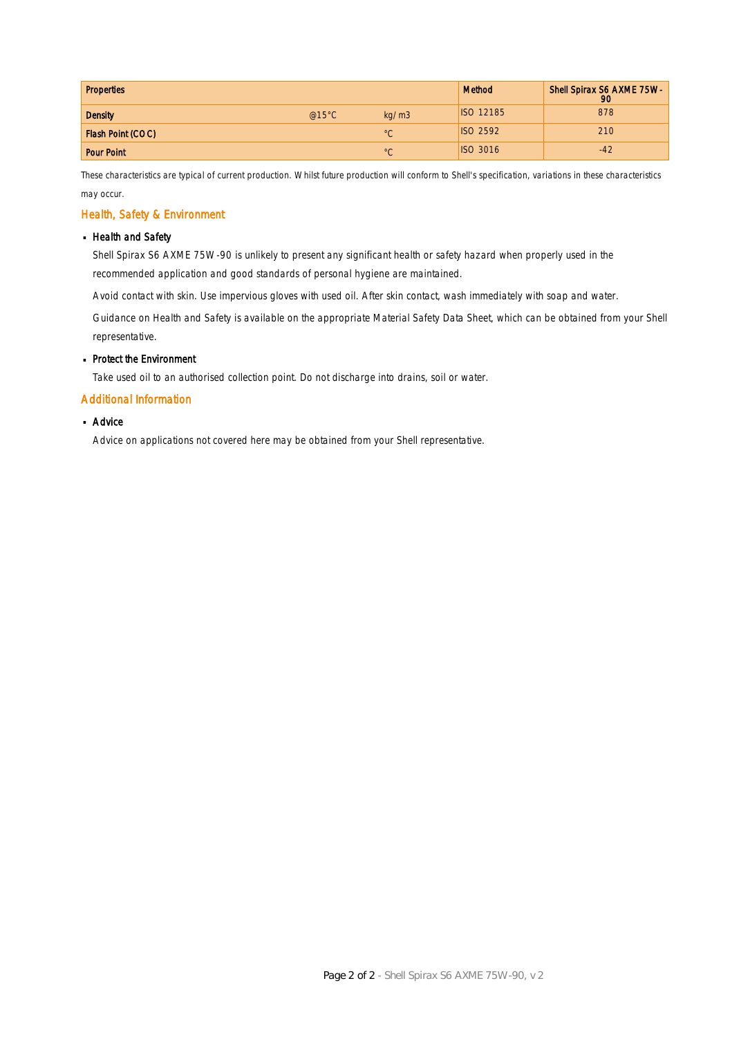| Properties | | | Method | Shell Spirax S6 AXME 75W-90 |
| --- | --- | --- | --- | --- |
| Density | @15°C | kg/m3 | ISO 12185 | 878 |
| Flash Point (COC) | | °C | ISO 2592 | 210 |
| Pour Point | | °C | ISO 3016 | -42 |

These characteristics are typical of current production. Whilst future production will conform to Shell's specification, variations in these characteristics may occur.

## Health, Safety & Environment

- **Health and Safety**

  Shell Spirax S6 AXME 75W-90 is unlikely to present any significant health or safety hazard when properly used in the recommended application and good standards of personal hygiene are maintained.

  Avoid contact with skin. Use impervious gloves with used oil. After skin contact, wash immediately with soap and water.

  Guidance on Health and Safety is available on the appropriate Material Safety Data Sheet, which can be obtained from your Shell representative.

- **Protect the Environment**

  Take used oil to an authorised collection point. Do not discharge into drains, soil or water.

## Additional Information

- **Advice**

  Advice on applications not covered here may be obtained from your Shell representative.